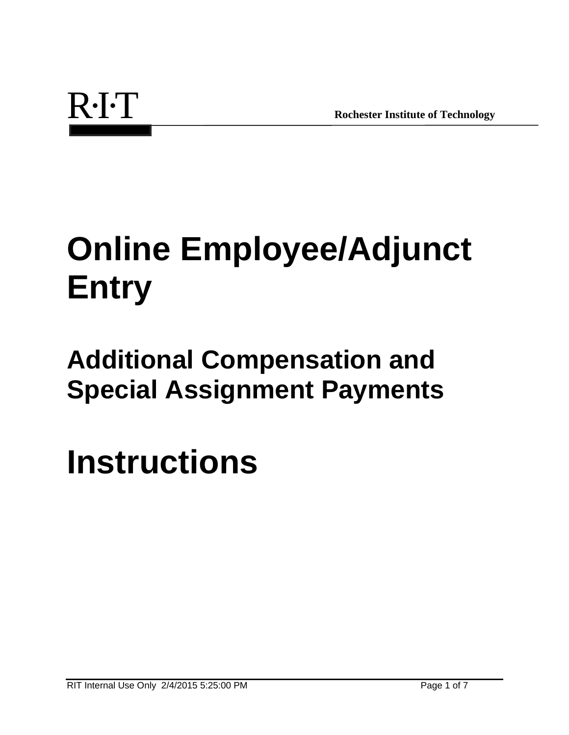R·I·T

**Rochester Institute of Technology**

# Online Employee/Adjunct Entry

## Additional Compensation and Special Assignment Payments

# Instructions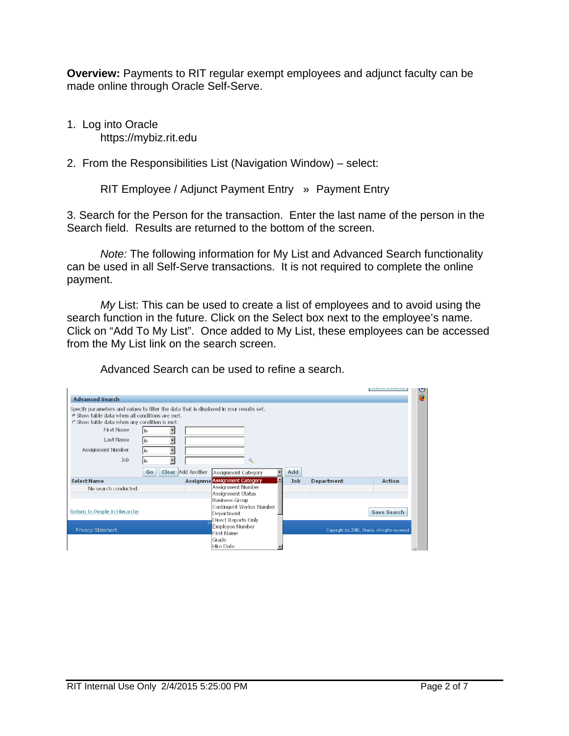**Overview:** Payments to RIT regular exempt employees and adjunct faculty can be made online through Oracle Self-Serve.

1. Log into Oracle
   https://mybiz.rit.edu

2. From the Responsibilities List (Navigation Window) – select:

   RIT Employee / Adjunct Payment Entry » Payment Entry

3. Search for the Person for the transaction. Enter the last name of the person in the Search field. Results are returned to the bottom of the screen.

*Note:* The following information for My List and Advanced Search functionality can be used in all Self-Serve transactions. It is not required to complete the online payment.

*My* List: This can be used to create a list of employees and to avoid using the search function in the future. Click on the Select box next to the employee's name. Click on "Add To My List". Once added to My List, these employees can be accessed from the My List link on the search screen.

Advanced Search can be used to refine a search.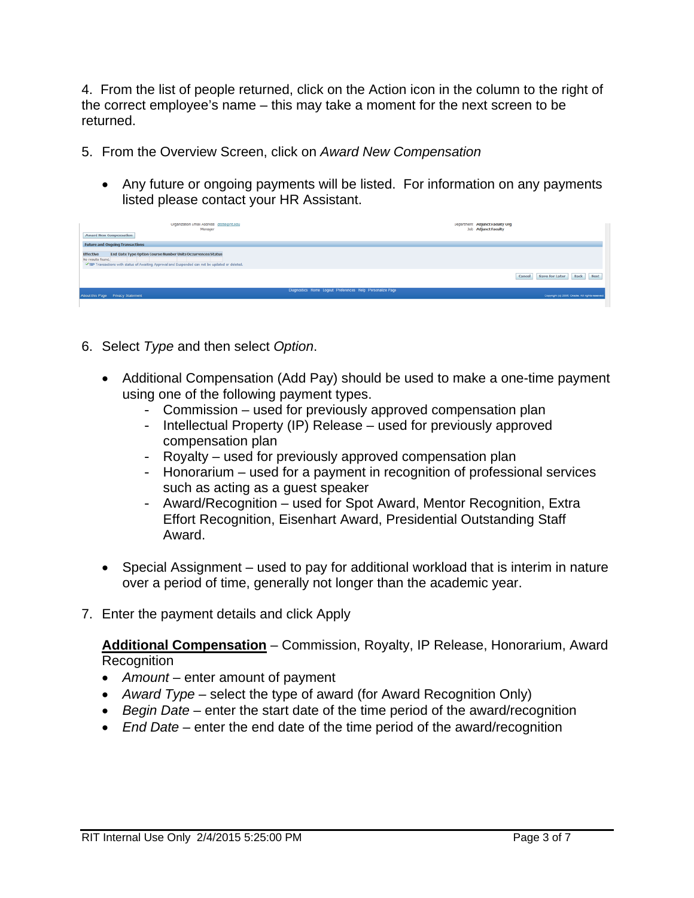4. From the list of people returned, click on the Action icon in the column to the right of the correct employee's name – this may take a moment for the next screen to be returned.

5. From the Overview Screen, click on *Award New Compensation*

   - Any future or ongoing payments will be listed. For information on any payments listed please contact your HR Assistant.

6. Select *Type* and then select *Option*.

   - Additional Compensation (Add Pay) should be used to make a one-time payment using one of the following payment types.
     - Commission – used for previously approved compensation plan
     - Intellectual Property (IP) Release – used for previously approved compensation plan
     - Royalty – used for previously approved compensation plan
     - Honorarium – used for a payment in recognition of professional services such as acting as a guest speaker
     - Award/Recognition – used for Spot Award, Mentor Recognition, Extra Effort Recognition, Eisenhart Award, Presidential Outstanding Staff Award.

   - Special Assignment – used to pay for additional workload that is interim in nature over a period of time, generally not longer than the academic year.

7. Enter the payment details and click Apply

   **Additional Compensation** – Commission, Royalty, IP Release, Honorarium, Award Recognition

   - *Amount* – enter amount of payment
   - *Award Type* – select the type of award (for Award Recognition Only)
   - *Begin Date* – enter the start date of the time period of the award/recognition
   - *End Date* – enter the end date of the time period of the award/recognition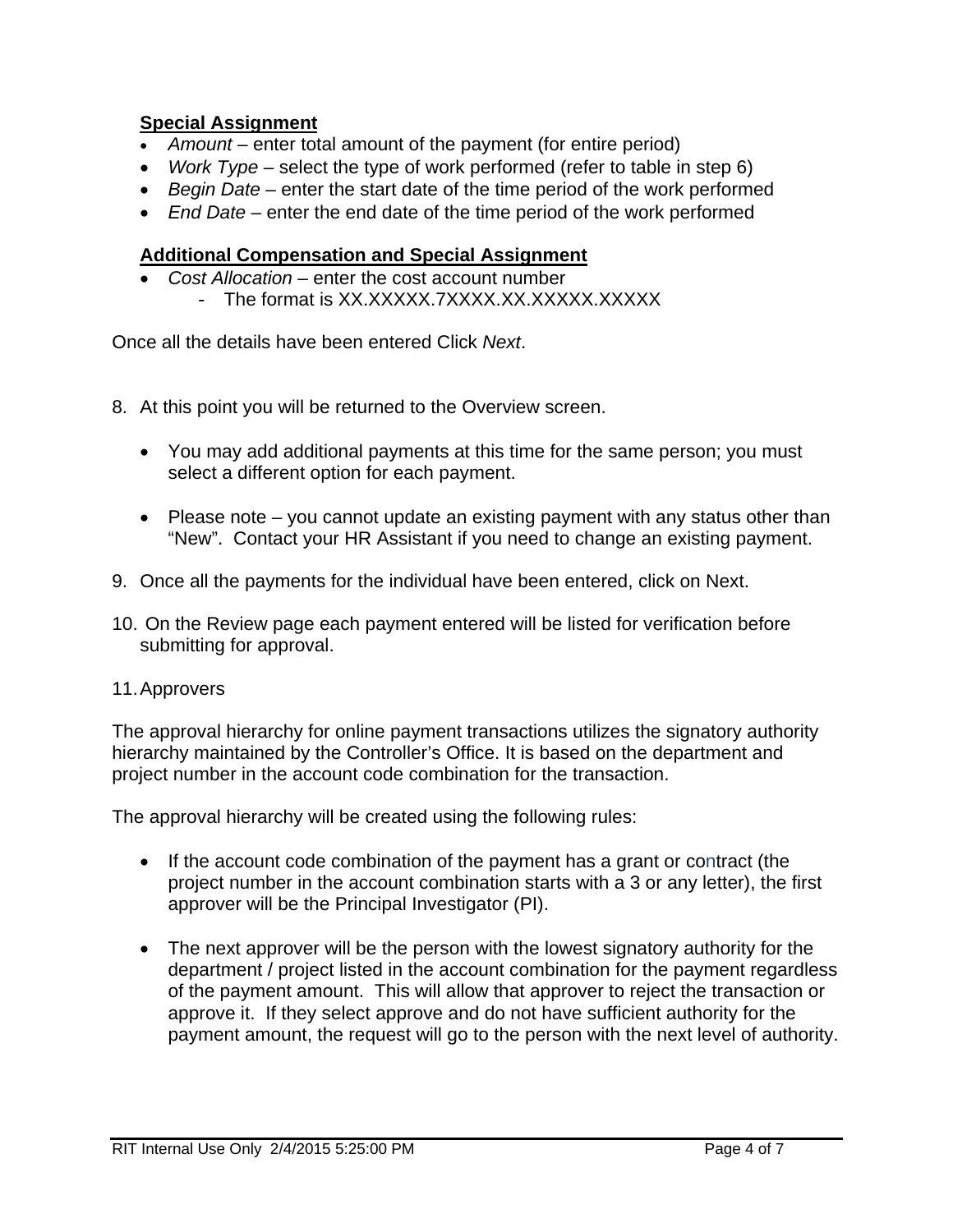**Special Assignment**

- *Amount* – enter total amount of the payment (for entire period)
- *Work Type* – select the type of work performed (refer to table in step 6)
- *Begin Date* – enter the start date of the time period of the work performed
- *End Date* – enter the end date of the time period of the work performed

**Additional Compensation and Special Assignment**

- *Cost Allocation* – enter the cost account number
    - The format is XX.XXXXX.7XXXX.XX.XXXXX.XXXXX

Once all the details have been entered Click *Next*.

8. At this point you will be returned to the Overview screen.

    - You may add additional payments at this time for the same person; you must select a different option for each payment.

    - Please note – you cannot update an existing payment with any status other than "New". Contact your HR Assistant if you need to change an existing payment.

9. Once all the payments for the individual have been entered, click on Next.

10. On the Review page each payment entered will be listed for verification before submitting for approval.

11. Approvers

The approval hierarchy for online payment transactions utilizes the signatory authority hierarchy maintained by the Controller's Office. It is based on the department and project number in the account code combination for the transaction.

The approval hierarchy will be created using the following rules:

- If the account code combination of the payment has a grant or contract (the project number in the account combination starts with a 3 or any letter), the first approver will be the Principal Investigator (PI).

- The next approver will be the person with the lowest signatory authority for the department / project listed in the account combination for the payment regardless of the payment amount. This will allow that approver to reject the transaction or approve it. If they select approve and do not have sufficient authority for the payment amount, the request will go to the person with the next level of authority.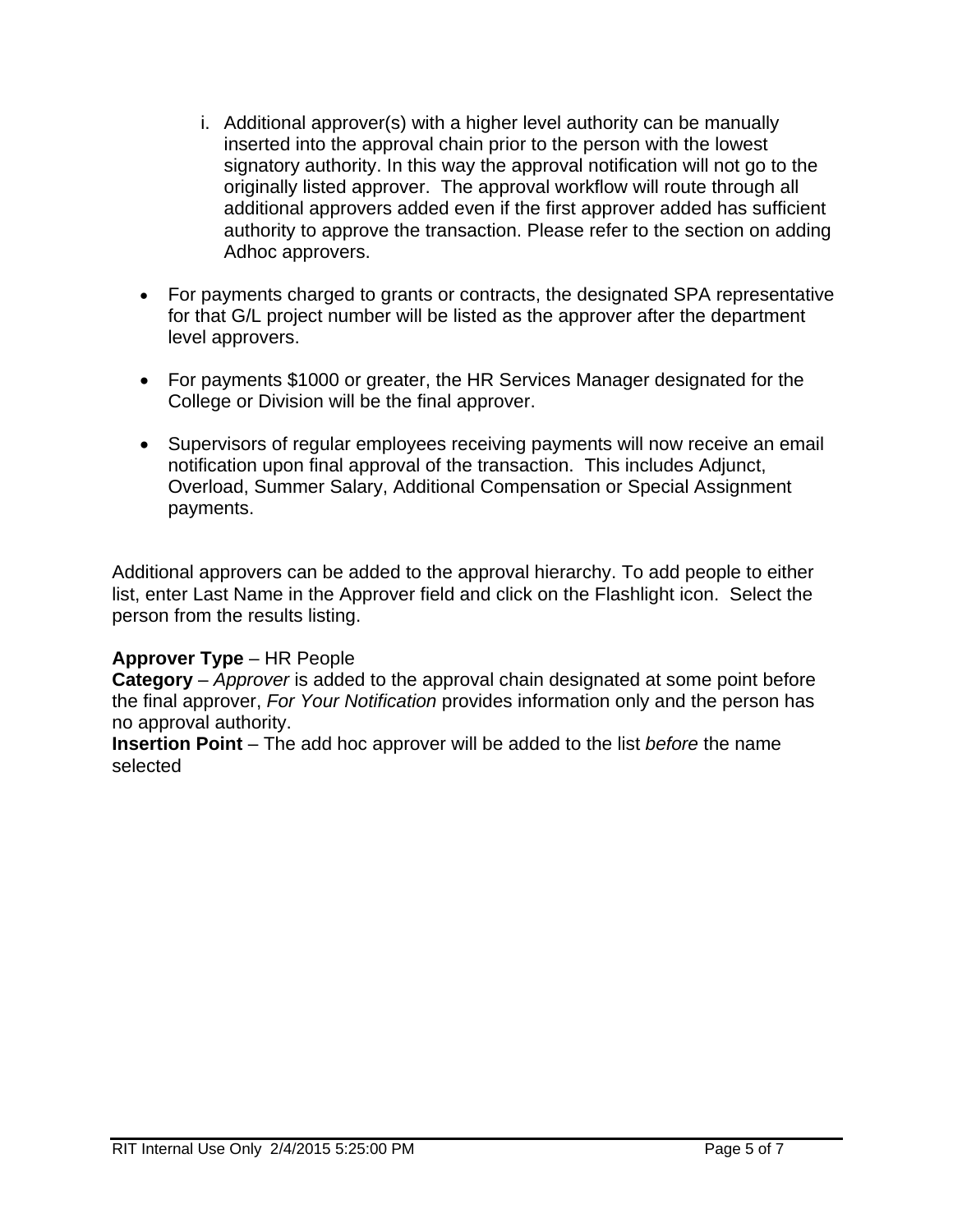i. Additional approver(s) with a higher level authority can be manually inserted into the approval chain prior to the person with the lowest signatory authority. In this way the approval notification will not go to the originally listed approver. The approval workflow will route through all additional approvers added even if the first approver added has sufficient authority to approve the transaction. Please refer to the section on adding Adhoc approvers.

- For payments charged to grants or contracts, the designated SPA representative for that G/L project number will be listed as the approver after the department level approvers.

- For payments $1000 or greater, the HR Services Manager designated for the College or Division will be the final approver.

- Supervisors of regular employees receiving payments will now receive an email notification upon final approval of the transaction. This includes Adjunct, Overload, Summer Salary, Additional Compensation or Special Assignment payments.

Additional approvers can be added to the approval hierarchy. To add people to either list, enter Last Name in the Approver field and click on the Flashlight icon. Select the person from the results listing.

**Approver Type** – HR People
**Category** – *Approver* is added to the approval chain designated at some point before the final approver, *For Your Notification* provides information only and the person has no approval authority.
**Insertion Point** – The add hoc approver will be added to the list *before* the name selected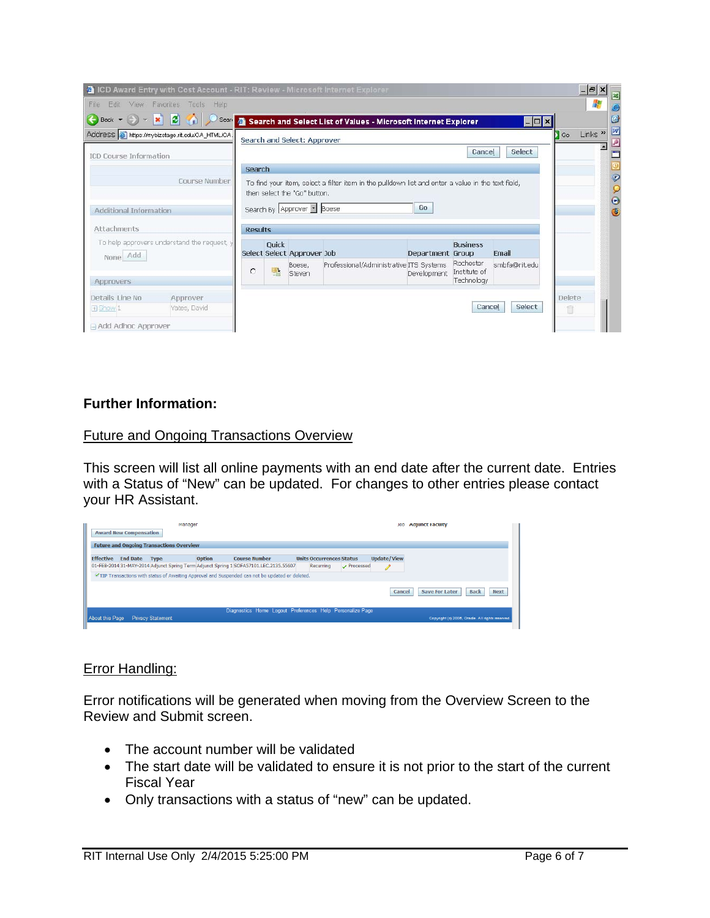**Further Information:**

Future and Ongoing Transactions Overview

This screen will list all online payments with an end date after the current date. Entries with a Status of "New" can be updated. For changes to other entries please contact your HR Assistant.

Error Handling:

Error notifications will be generated when moving from the Overview Screen to the Review and Submit screen.

- The account number will be validated
- The start date will be validated to ensure it is not prior to the start of the current Fiscal Year
- Only transactions with a status of "new" can be updated.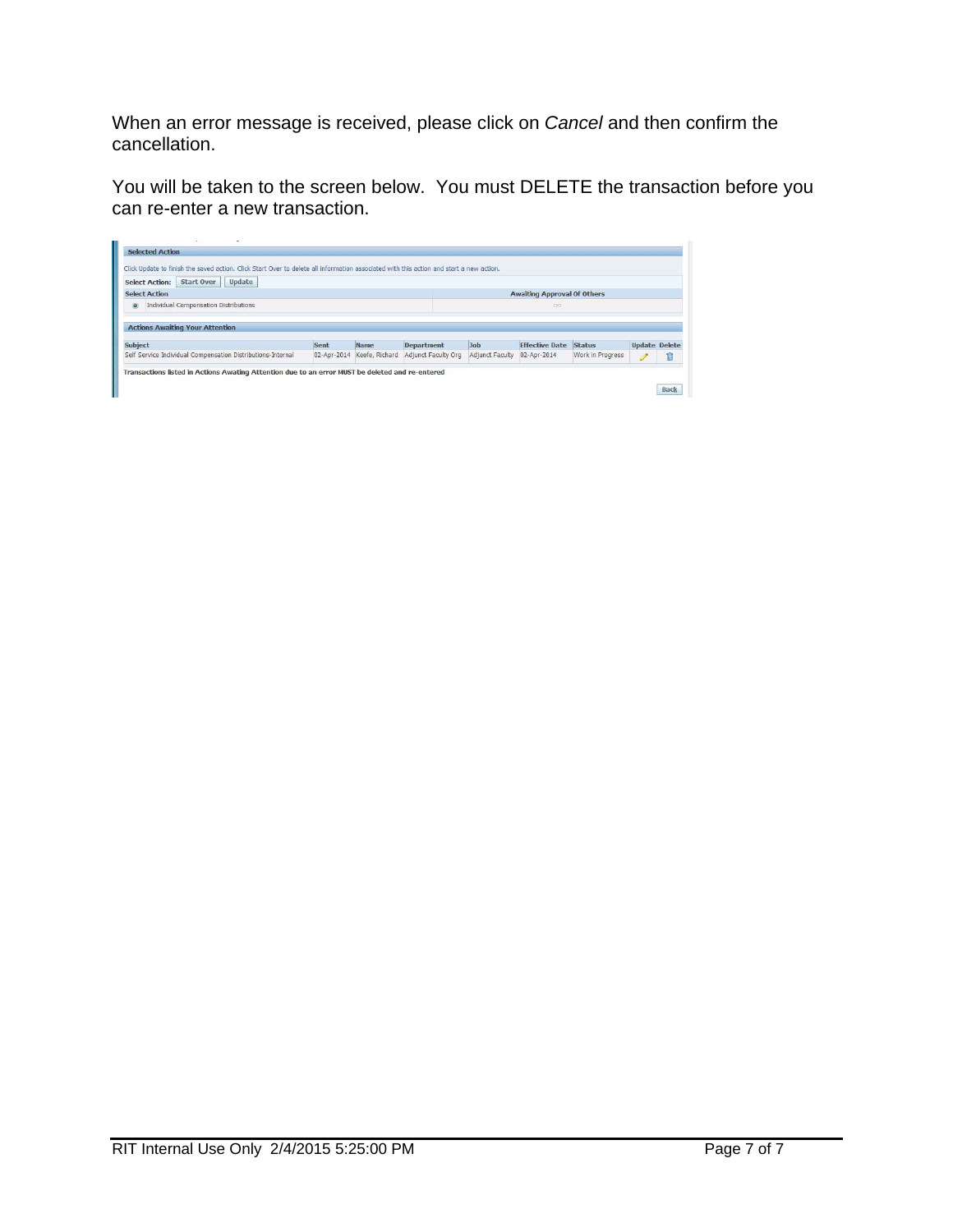When an error message is received, please click on *Cancel* and then confirm the cancellation.

You will be taken to the screen below. You must DELETE the transaction before you can re-enter a new transaction.

**Selected Action**

Click Update to finish the saved action. Click Start Over to delete all information associated with this action and start a new action.

Select Action: Start Over Update

| Select Action | Awaiting Approval Of Others |
| --- | --- |
| Individual Compensation Distributions | |

**Actions Awaiting Your Attention**

| Subject | Sent | Name | Department | Job | Effective Date | Status | Update | Delete |
| --- | --- | --- | --- | --- | --- | --- | --- | --- |
| Self Service Individual Compensation Distributions-Internal | 02-Apr-2014 | Keefe, Richard | Adjunct Faculty Org | Adjunct Faculty | 02-Apr-2014 | Work in Progress | | |

**Transactions listed in Actions Awaiting Attention due to an error MUST be deleted and re-entered**

Back